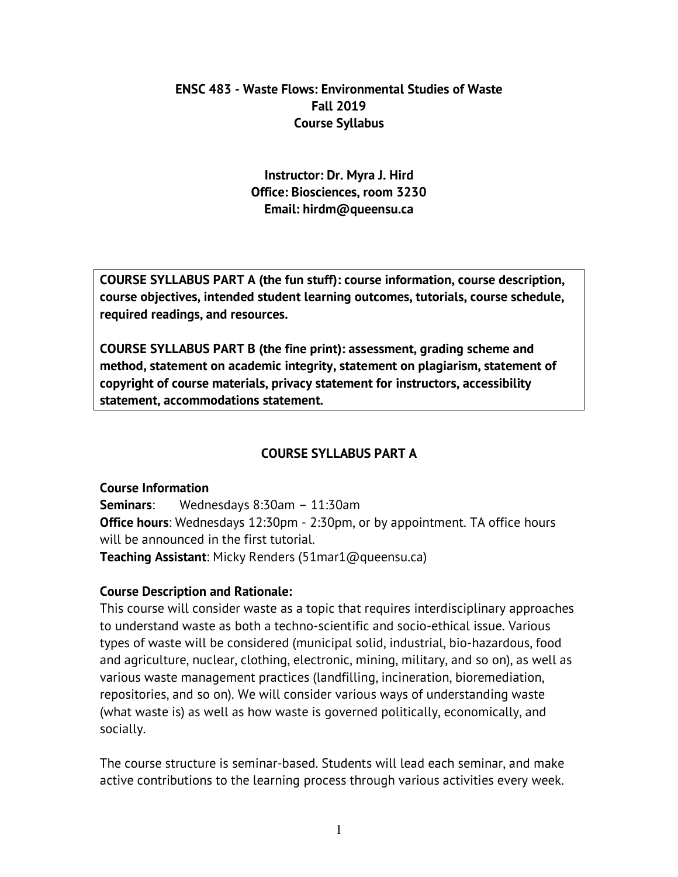**ENSC 483 - Waste Flows: Environmental Studies of Waste**
**Fall 2019**
**Course Syllabus**

**Instructor: Dr. Myra J. Hird**
**Office: Biosciences, room 3230**
**Email: hirdm@queensu.ca**

**COURSE SYLLABUS PART A (the fun stuff): course information, course description, course objectives, intended student learning outcomes, tutorials, course schedule, required readings, and resources.**

**COURSE SYLLABUS PART B (the fine print): assessment, grading scheme and method, statement on academic integrity, statement on plagiarism, statement of copyright of course materials, privacy statement for instructors, accessibility statement, accommodations statement.**

## COURSE SYLLABUS PART A

### Course Information

**Seminars**: Wednesdays 8:30am – 11:30am

**Office hours**: Wednesdays 12:30pm - 2:30pm, or by appointment. TA office hours will be announced in the first tutorial.

**Teaching Assistant**: Micky Renders (51mar1@queensu.ca)

### Course Description and Rationale:

This course will consider waste as a topic that requires interdisciplinary approaches to understand waste as both a techno-scientific and socio-ethical issue. Various types of waste will be considered (municipal solid, industrial, bio-hazardous, food and agriculture, nuclear, clothing, electronic, mining, military, and so on), as well as various waste management practices (landfilling, incineration, bioremediation, repositories, and so on). We will consider various ways of understanding waste (what waste is) as well as how waste is governed politically, economically, and socially.

The course structure is seminar-based. Students will lead each seminar, and make active contributions to the learning process through various activities every week.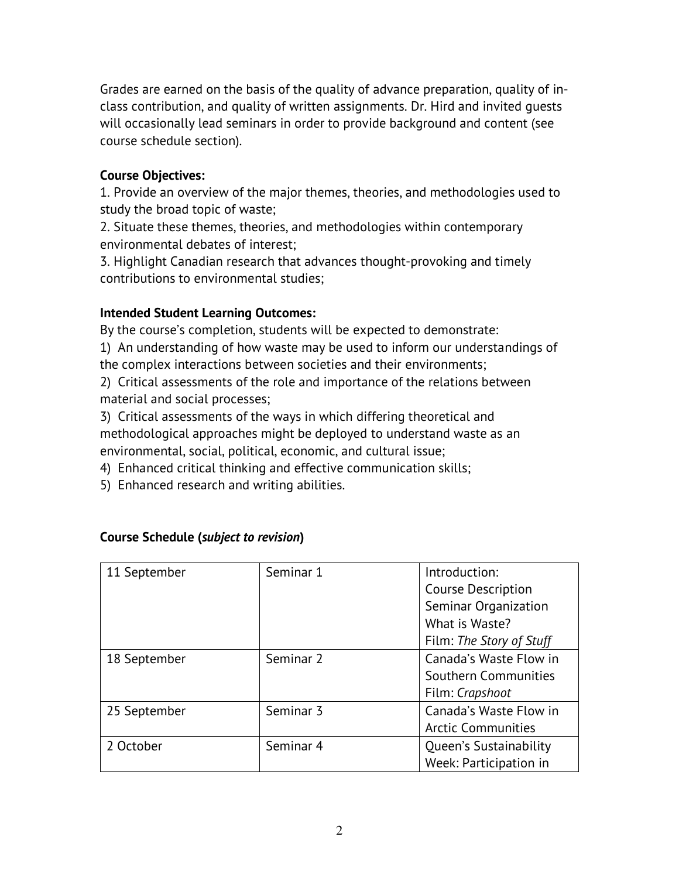Grades are earned on the basis of the quality of advance preparation, quality of in-class contribution, and quality of written assignments. Dr. Hird and invited guests will occasionally lead seminars in order to provide background and content (see course schedule section).

**Course Objectives:**

1. Provide an overview of the major themes, theories, and methodologies used to study the broad topic of waste;
2. Situate these themes, theories, and methodologies within contemporary environmental debates of interest;
3. Highlight Canadian research that advances thought-provoking and timely contributions to environmental studies;

**Intended Student Learning Outcomes:**

By the course's completion, students will be expected to demonstrate:

1) An understanding of how waste may be used to inform our understandings of the complex interactions between societies and their environments;
2) Critical assessments of the role and importance of the relations between material and social processes;
3) Critical assessments of the ways in which differing theoretical and methodological approaches might be deployed to understand waste as an environmental, social, political, economic, and cultural issue;
4) Enhanced critical thinking and effective communication skills;
5) Enhanced research and writing abilities.

**Course Schedule (*subject to revision*)**

| | | |
|---|---|---|
| 11 September | Seminar 1 | Introduction:<br>Course Description<br>Seminar Organization<br>What is Waste?<br>Film: *The Story of Stuff* |
| 18 September | Seminar 2 | Canada's Waste Flow in Southern Communities<br>Film: *Crapshoot* |
| 25 September | Seminar 3 | Canada's Waste Flow in Arctic Communities |
| 2 October | Seminar 4 | Queen's Sustainability Week: Participation in |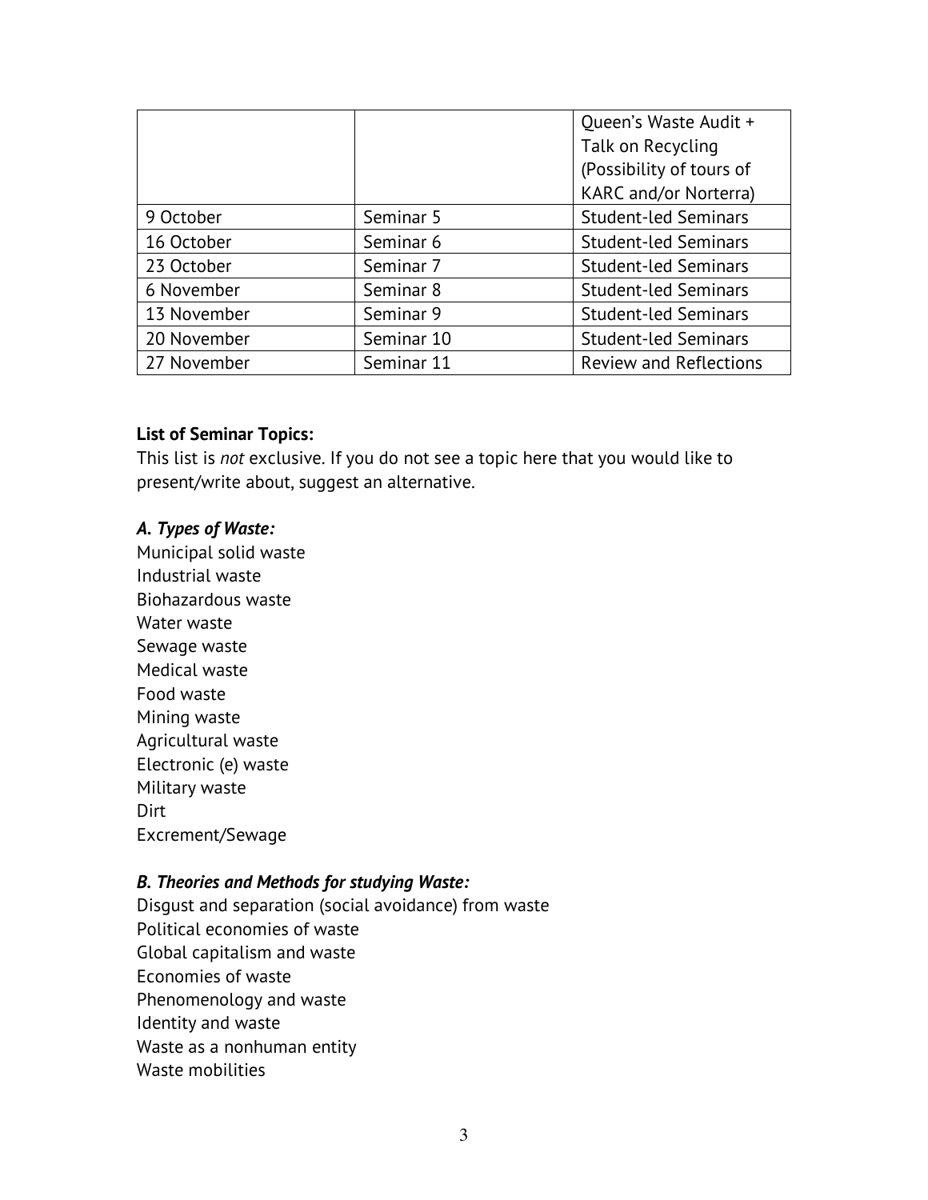| | | |
|---|---|---|
| | | Queen's Waste Audit + Talk on Recycling (Possibility of tours of KARC and/or Norterra) |
| 9 October | Seminar 5 | Student-led Seminars |
| 16 October | Seminar 6 | Student-led Seminars |
| 23 October | Seminar 7 | Student-led Seminars |
| 6 November | Seminar 8 | Student-led Seminars |
| 13 November | Seminar 9 | Student-led Seminars |
| 20 November | Seminar 10 | Student-led Seminars |
| 27 November | Seminar 11 | Review and Reflections |

**List of Seminar Topics:**

This list is *not* exclusive. If you do not see a topic here that you would like to present/write about, suggest an alternative.

***A. Types of Waste:***

Municipal solid waste
Industrial waste
Biohazardous waste
Water waste
Sewage waste
Medical waste
Food waste
Mining waste
Agricultural waste
Electronic (e) waste
Military waste
Dirt
Excrement/Sewage

***B. Theories and Methods for studying Waste:***

Disgust and separation (social avoidance) from waste
Political economies of waste
Global capitalism and waste
Economies of waste
Phenomenology and waste
Identity and waste
Waste as a nonhuman entity
Waste mobilities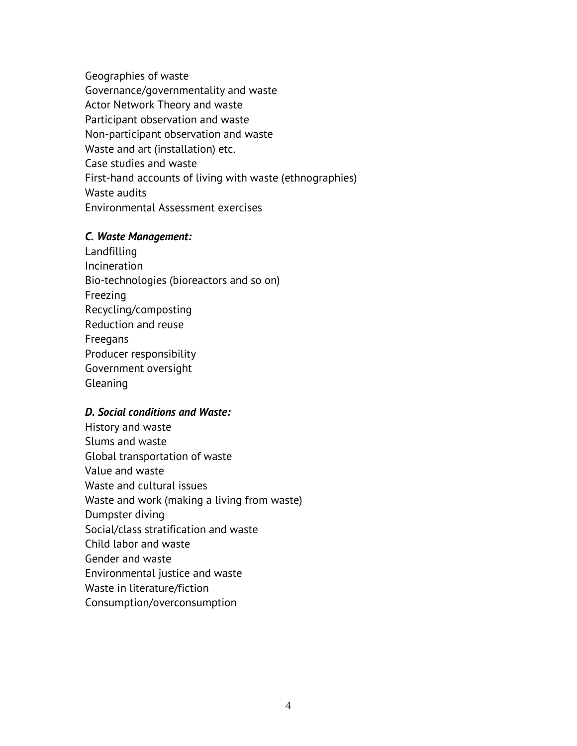Geographies of waste
Governance/governmentality and waste
Actor Network Theory and waste
Participant observation and waste
Non-participant observation and waste
Waste and art (installation) etc.
Case studies and waste
First-hand accounts of living with waste (ethnographies)
Waste audits
Environmental Assessment exercises

***C. Waste Management:***

Landfilling
Incineration
Bio-technologies (bioreactors and so on)
Freezing
Recycling/composting
Reduction and reuse
Freegans
Producer responsibility
Government oversight
Gleaning

***D. Social conditions and Waste:***

History and waste
Slums and waste
Global transportation of waste
Value and waste
Waste and cultural issues
Waste and work (making a living from waste)
Dumpster diving
Social/class stratification and waste
Child labor and waste
Gender and waste
Environmental justice and waste
Waste in literature/fiction
Consumption/overconsumption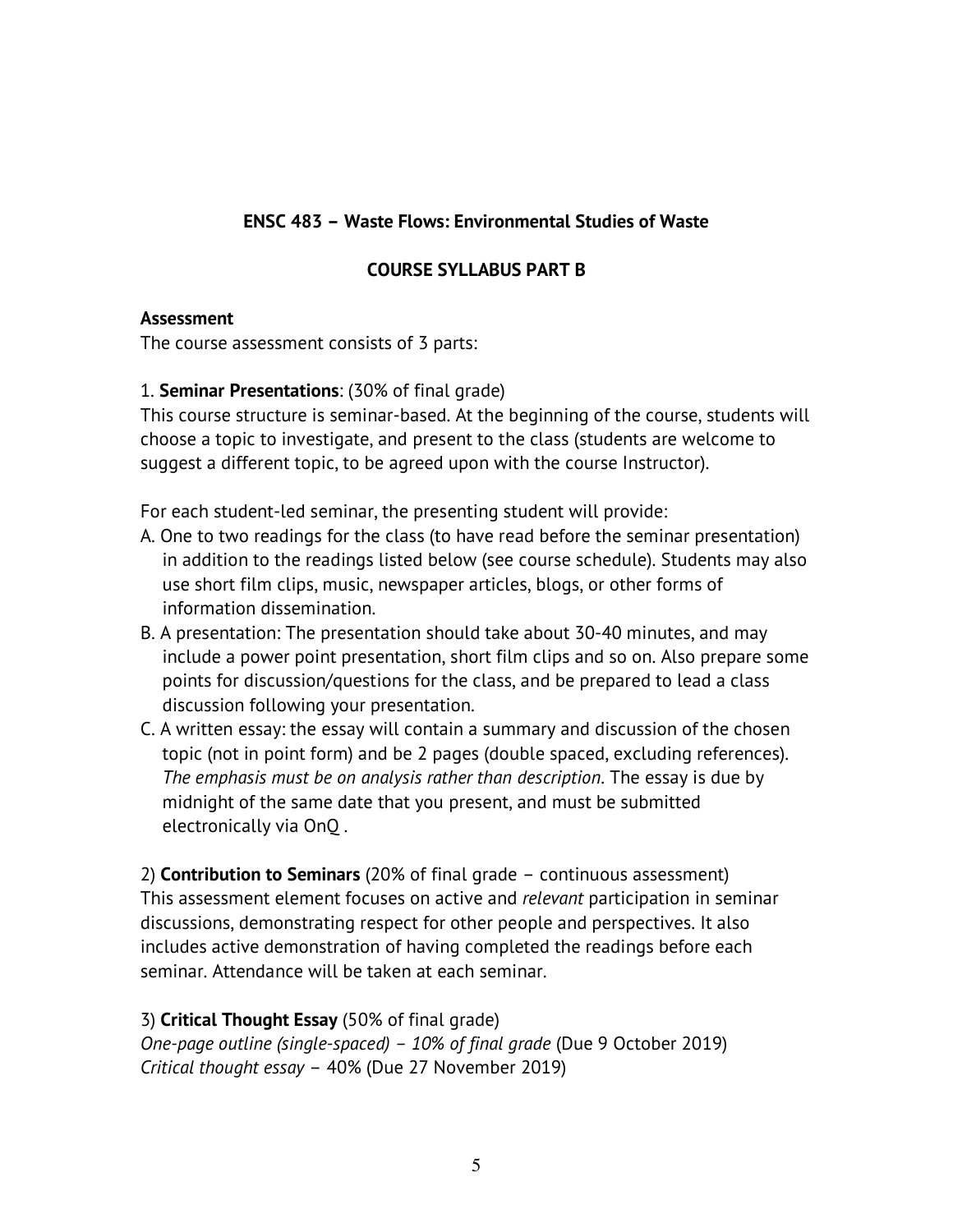**ENSC 483 – Waste Flows: Environmental Studies of Waste**

**COURSE SYLLABUS PART B**

**Assessment**

The course assessment consists of 3 parts:

1. **Seminar Presentations**: (30% of final grade)

This course structure is seminar-based. At the beginning of the course, students will choose a topic to investigate, and present to the class (students are welcome to suggest a different topic, to be agreed upon with the course Instructor).

For each student-led seminar, the presenting student will provide:

A. One to two readings for the class (to have read before the seminar presentation) in addition to the readings listed below (see course schedule). Students may also use short film clips, music, newspaper articles, blogs, or other forms of information dissemination.

B. A presentation: The presentation should take about 30-40 minutes, and may include a power point presentation, short film clips and so on. Also prepare some points for discussion/questions for the class, and be prepared to lead a class discussion following your presentation.

C. A written essay: the essay will contain a summary and discussion of the chosen topic (not in point form) and be 2 pages (double spaced, excluding references). *The emphasis must be on analysis rather than description*. The essay is due by midnight of the same date that you present, and must be submitted electronically via OnQ .

2) **Contribution to Seminars** (20% of final grade – continuous assessment)

This assessment element focuses on active and *relevant* participation in seminar discussions, demonstrating respect for other people and perspectives. It also includes active demonstration of having completed the readings before each seminar. Attendance will be taken at each seminar.

3) **Critical Thought Essay** (50% of final grade)

*One-page outline (single-spaced) – 10% of final grade* (Due 9 October 2019)

*Critical thought essay* – 40% (Due 27 November 2019)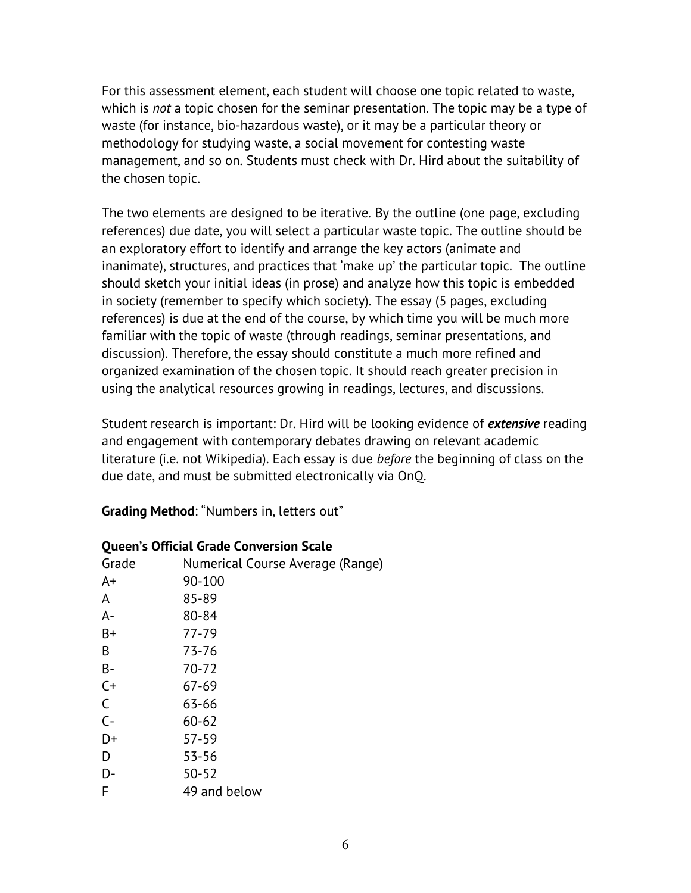For this assessment element, each student will choose one topic related to waste, which is *not* a topic chosen for the seminar presentation. The topic may be a type of waste (for instance, bio-hazardous waste), or it may be a particular theory or methodology for studying waste, a social movement for contesting waste management, and so on. Students must check with Dr. Hird about the suitability of the chosen topic.

The two elements are designed to be iterative. By the outline (one page, excluding references) due date, you will select a particular waste topic. The outline should be an exploratory effort to identify and arrange the key actors (animate and inanimate), structures, and practices that 'make up' the particular topic. The outline should sketch your initial ideas (in prose) and analyze how this topic is embedded in society (remember to specify which society). The essay (5 pages, excluding references) is due at the end of the course, by which time you will be much more familiar with the topic of waste (through readings, seminar presentations, and discussion). Therefore, the essay should constitute a much more refined and organized examination of the chosen topic. It should reach greater precision in using the analytical resources growing in readings, lectures, and discussions.

Student research is important: Dr. Hird will be looking evidence of ***extensive*** reading and engagement with contemporary debates drawing on relevant academic literature (i.e. not Wikipedia). Each essay is due *before* the beginning of class on the due date, and must be submitted electronically via OnQ.

**Grading Method**: "Numbers in, letters out"

**Queen's Official Grade Conversion Scale**

| Grade | Numerical Course Average (Range) |
|---|---|
| A+ | 90-100 |
| A | 85-89 |
| A- | 80-84 |
| B+ | 77-79 |
| B | 73-76 |
| B- | 70-72 |
| C+ | 67-69 |
| C | 63-66 |
| C- | 60-62 |
| D+ | 57-59 |
| D | 53-56 |
| D- | 50-52 |
| F | 49 and below |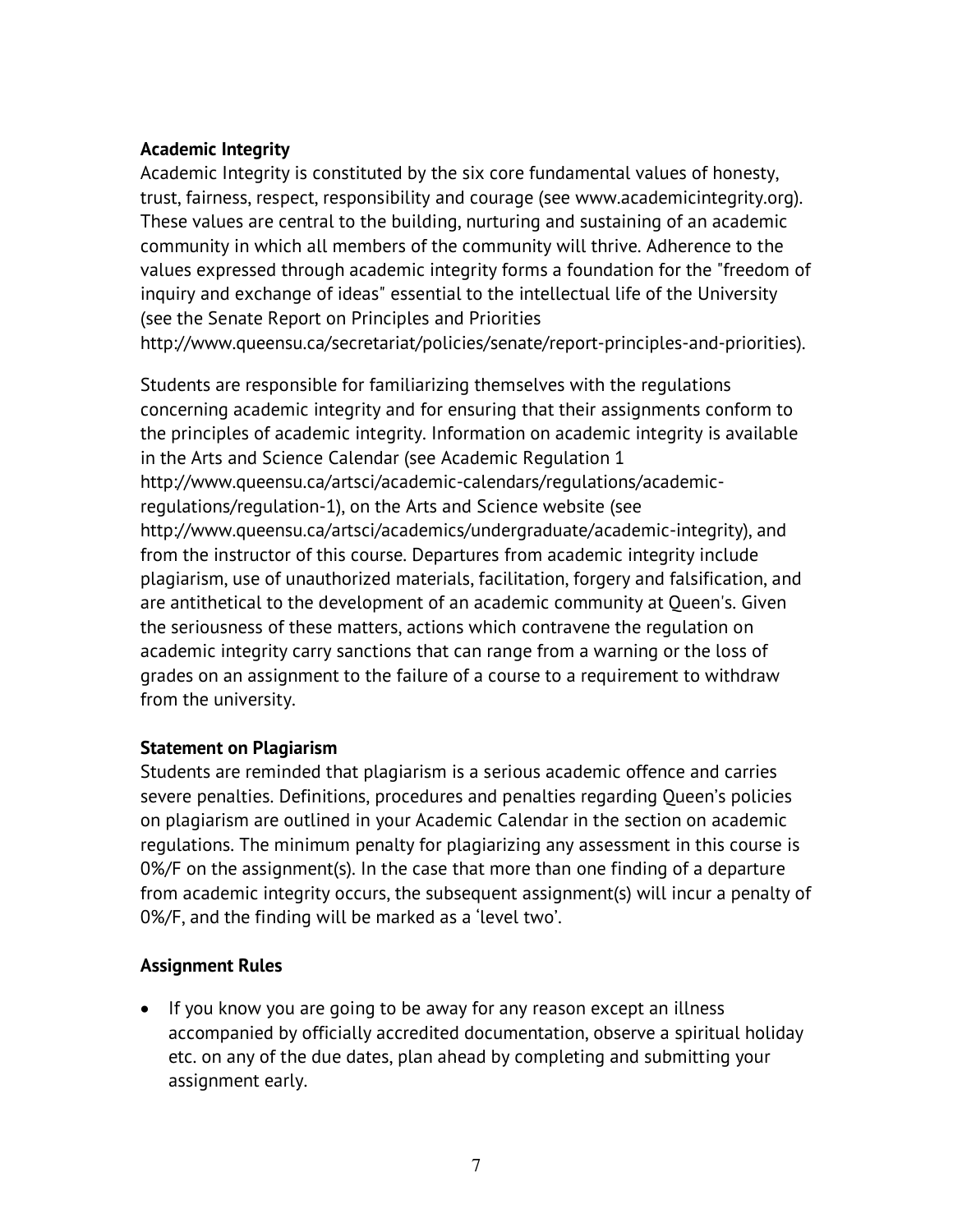### Academic Integrity

Academic Integrity is constituted by the six core fundamental values of honesty, trust, fairness, respect, responsibility and courage (see www.academicintegrity.org). These values are central to the building, nurturing and sustaining of an academic community in which all members of the community will thrive. Adherence to the values expressed through academic integrity forms a foundation for the "freedom of inquiry and exchange of ideas" essential to the intellectual life of the University (see the Senate Report on Principles and Priorities http://www.queensu.ca/secretariat/policies/senate/report-principles-and-priorities).

Students are responsible for familiarizing themselves with the regulations concerning academic integrity and for ensuring that their assignments conform to the principles of academic integrity. Information on academic integrity is available in the Arts and Science Calendar (see Academic Regulation 1 http://www.queensu.ca/artsci/academic-calendars/regulations/academic-regulations/regulation-1), on the Arts and Science website (see http://www.queensu.ca/artsci/academics/undergraduate/academic-integrity), and from the instructor of this course. Departures from academic integrity include plagiarism, use of unauthorized materials, facilitation, forgery and falsification, and are antithetical to the development of an academic community at Queen's. Given the seriousness of these matters, actions which contravene the regulation on academic integrity carry sanctions that can range from a warning or the loss of grades on an assignment to the failure of a course to a requirement to withdraw from the university.

### Statement on Plagiarism

Students are reminded that plagiarism is a serious academic offence and carries severe penalties. Definitions, procedures and penalties regarding Queen's policies on plagiarism are outlined in your Academic Calendar in the section on academic regulations. The minimum penalty for plagiarizing any assessment in this course is 0%/F on the assignment(s). In the case that more than one finding of a departure from academic integrity occurs, the subsequent assignment(s) will incur a penalty of 0%/F, and the finding will be marked as a 'level two'.

### Assignment Rules

- If you know you are going to be away for any reason except an illness accompanied by officially accredited documentation, observe a spiritual holiday etc. on any of the due dates, plan ahead by completing and submitting your assignment early.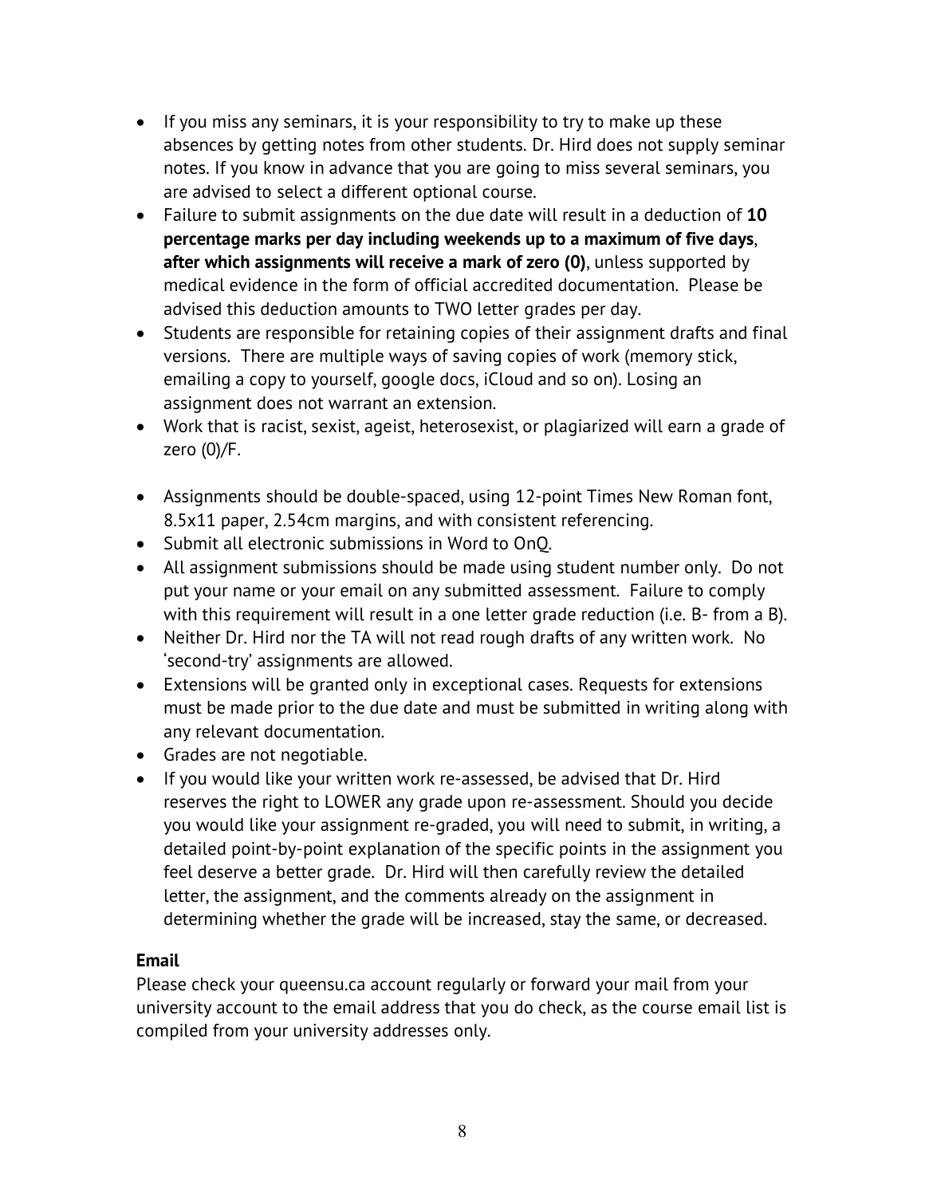- If you miss any seminars, it is your responsibility to try to make up these absences by getting notes from other students. Dr. Hird does not supply seminar notes. If you know in advance that you are going to miss several seminars, you are advised to select a different optional course.
- Failure to submit assignments on the due date will result in a deduction of **10 percentage marks per day including weekends up to a maximum of five days**, **after which assignments will receive a mark of zero (0)**, unless supported by medical evidence in the form of official accredited documentation. Please be advised this deduction amounts to TWO letter grades per day.
- Students are responsible for retaining copies of their assignment drafts and final versions. There are multiple ways of saving copies of work (memory stick, emailing a copy to yourself, google docs, iCloud and so on). Losing an assignment does not warrant an extension.
- Work that is racist, sexist, ageist, heterosexist, or plagiarized will earn a grade of zero (0)/F.

- Assignments should be double-spaced, using 12-point Times New Roman font, 8.5x11 paper, 2.54cm margins, and with consistent referencing.
- Submit all electronic submissions in Word to OnQ.
- All assignment submissions should be made using student number only. Do not put your name or your email on any submitted assessment. Failure to comply with this requirement will result in a one letter grade reduction (i.e. B- from a B).
- Neither Dr. Hird nor the TA will not read rough drafts of any written work. No 'second-try' assignments are allowed.
- Extensions will be granted only in exceptional cases. Requests for extensions must be made prior to the due date and must be submitted in writing along with any relevant documentation.
- Grades are not negotiable.
- If you would like your written work re-assessed, be advised that Dr. Hird reserves the right to LOWER any grade upon re-assessment. Should you decide you would like your assignment re-graded, you will need to submit, in writing, a detailed point-by-point explanation of the specific points in the assignment you feel deserve a better grade. Dr. Hird will then carefully review the detailed letter, the assignment, and the comments already on the assignment in determining whether the grade will be increased, stay the same, or decreased.

**Email**

Please check your queensu.ca account regularly or forward your mail from your university account to the email address that you do check, as the course email list is compiled from your university addresses only.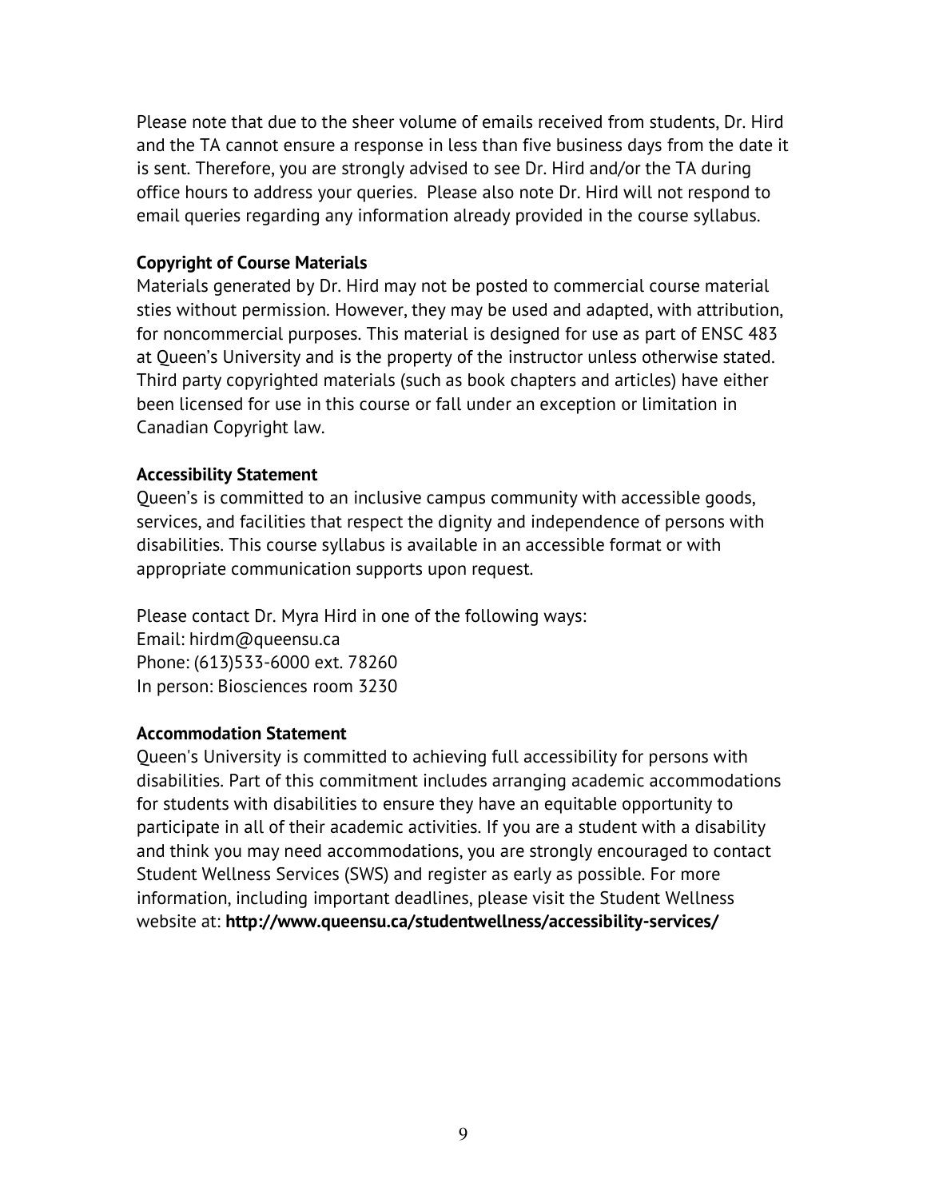Please note that due to the sheer volume of emails received from students, Dr. Hird and the TA cannot ensure a response in less than five business days from the date it is sent. Therefore, you are strongly advised to see Dr. Hird and/or the TA during office hours to address your queries. Please also note Dr. Hird will not respond to email queries regarding any information already provided in the course syllabus.

**Copyright of Course Materials**

Materials generated by Dr. Hird may not be posted to commercial course material sties without permission. However, they may be used and adapted, with attribution, for noncommercial purposes. This material is designed for use as part of ENSC 483 at Queen's University and is the property of the instructor unless otherwise stated. Third party copyrighted materials (such as book chapters and articles) have either been licensed for use in this course or fall under an exception or limitation in Canadian Copyright law.

**Accessibility Statement**

Queen's is committed to an inclusive campus community with accessible goods, services, and facilities that respect the dignity and independence of persons with disabilities. This course syllabus is available in an accessible format or with appropriate communication supports upon request.

Please contact Dr. Myra Hird in one of the following ways:
Email: hirdm@queensu.ca
Phone: (613)533-6000 ext. 78260
In person: Biosciences room 3230

**Accommodation Statement**

Queen's University is committed to achieving full accessibility for persons with disabilities. Part of this commitment includes arranging academic accommodations for students with disabilities to ensure they have an equitable opportunity to participate in all of their academic activities. If you are a student with a disability and think you may need accommodations, you are strongly encouraged to contact Student Wellness Services (SWS) and register as early as possible. For more information, including important deadlines, please visit the Student Wellness website at: **http://www.queensu.ca/studentwellness/accessibility-services/**